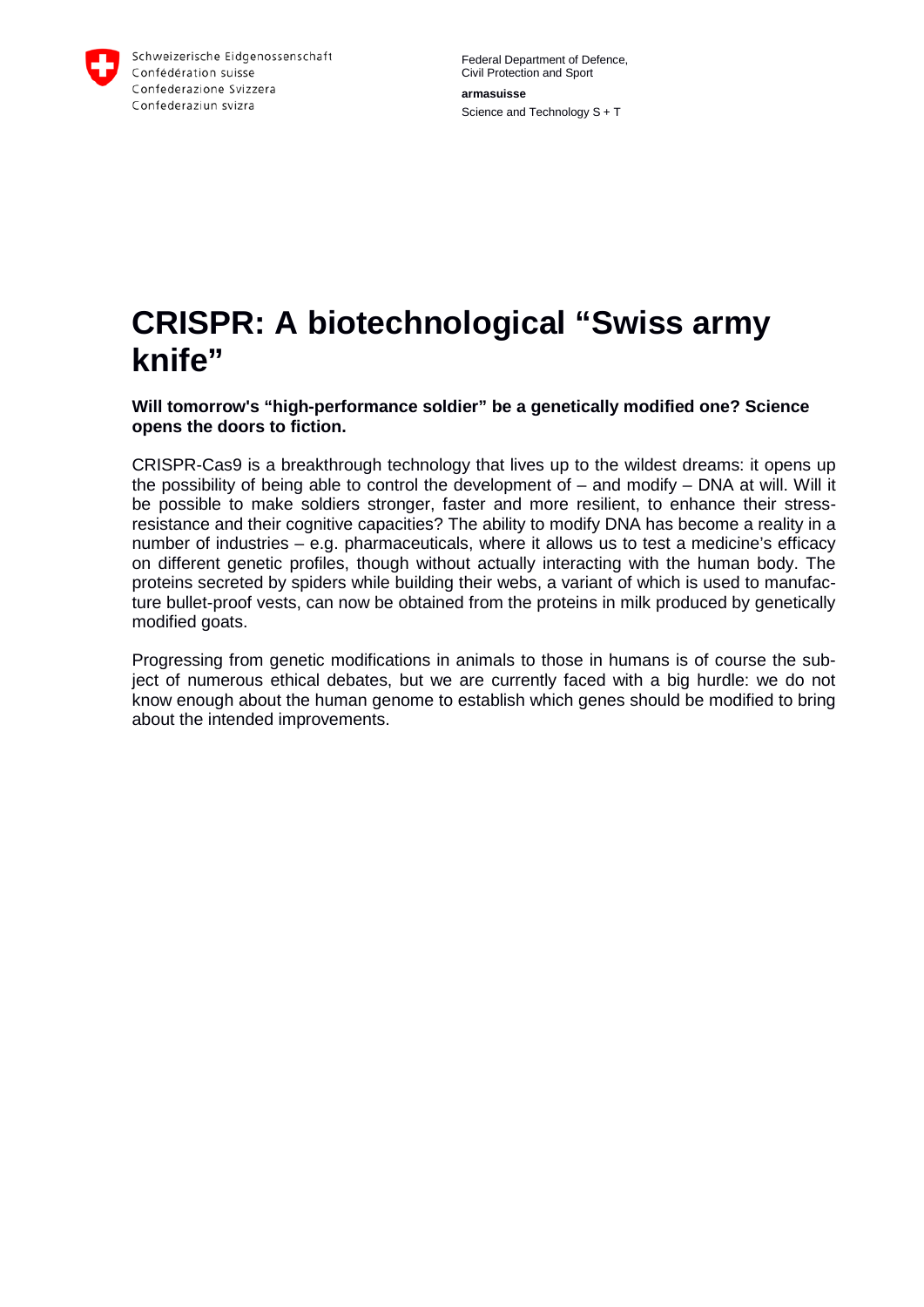Schweizerische Eidgenossenschaft
Confédération suisse
Confederazione Svizzera
Confederaziun svizra

Federal Department of Defence,
Civil Protection and Sport

**armasuisse**

Science and Technology S + T

# CRISPR: A biotechnological "Swiss army knife"

**Will tomorrow's "high-performance soldier" be a genetically modified one? Science opens the doors to fiction.**

CRISPR-Cas9 is a breakthrough technology that lives up to the wildest dreams: it opens up the possibility of being able to control the development of – and modify – DNA at will. Will it be possible to make soldiers stronger, faster and more resilient, to enhance their stress-resistance and their cognitive capacities? The ability to modify DNA has become a reality in a number of industries – e.g. pharmaceuticals, where it allows us to test a medicine's efficacy on different genetic profiles, though without actually interacting with the human body. The proteins secreted by spiders while building their webs, a variant of which is used to manufacture bullet-proof vests, can now be obtained from the proteins in milk produced by genetically modified goats.

Progressing from genetic modifications in animals to those in humans is of course the subject of numerous ethical debates, but we are currently faced with a big hurdle: we do not know enough about the human genome to establish which genes should be modified to bring about the intended improvements.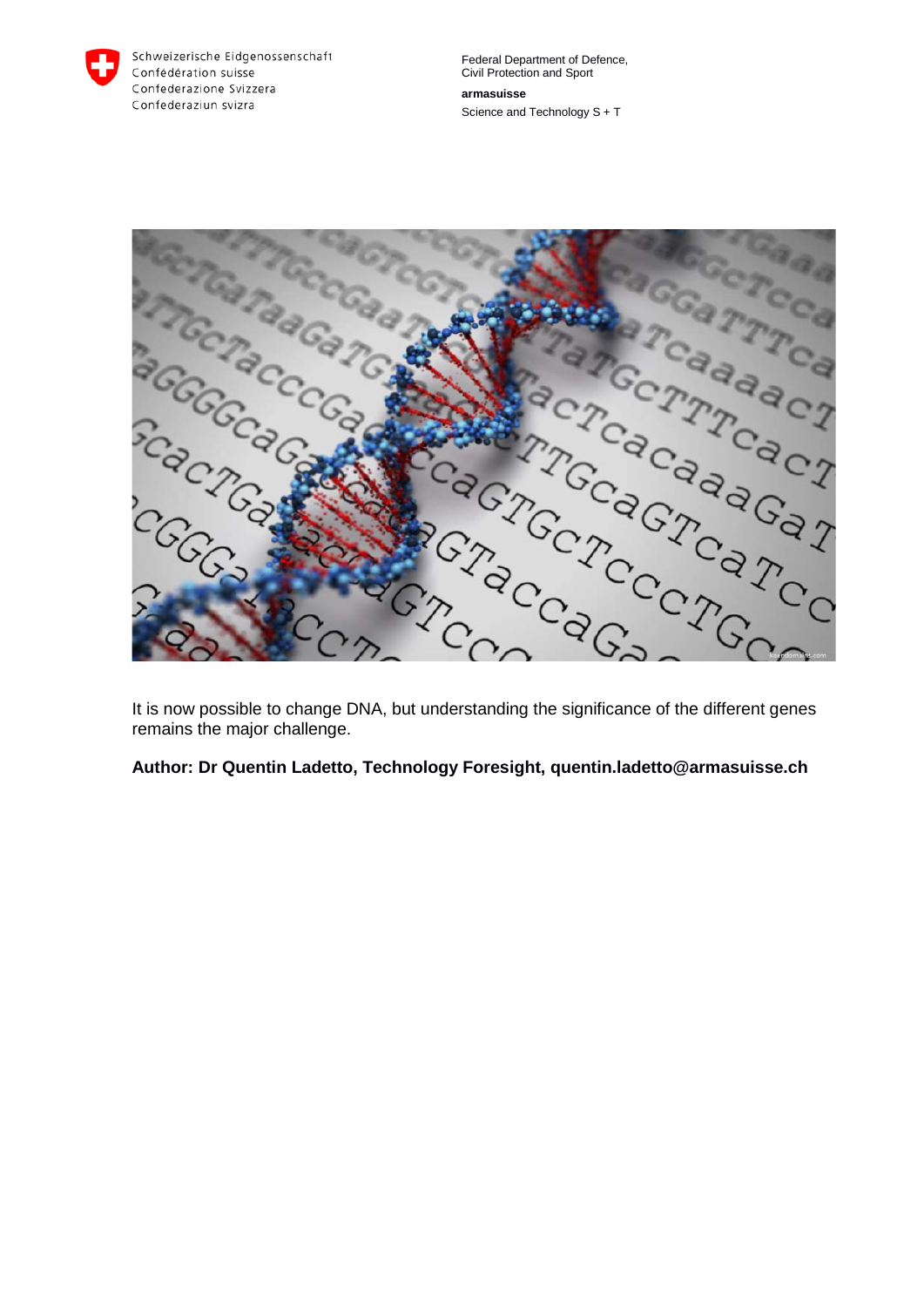Schweizerische Eidgenossenschaft
Confédération suisse
Confederazione Svizzera
Confederaziun svizra

Federal Department of Defence,
Civil Protection and Sport

**armasuisse**

Science and Technology S + T

It is now possible to change DNA, but understanding the significance of the different genes remains the major challenge.

**Author: Dr Quentin Ladetto, Technology Foresight, quentin.ladetto@armasuisse.ch**